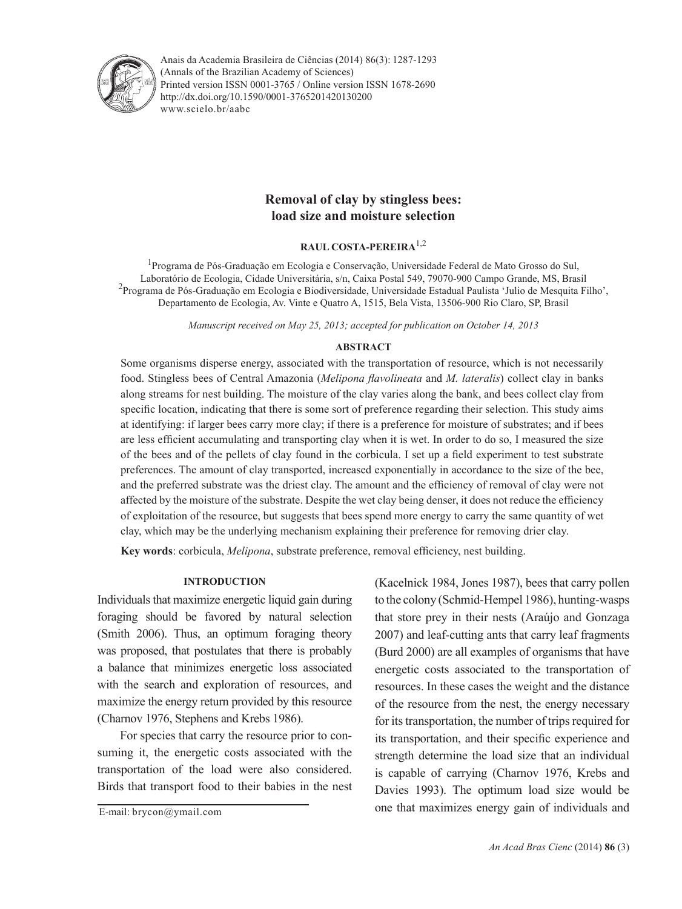Anais da Academia Brasileira de Ciências (2014) 86(3): 1287-1293
(Annals of the Brazilian Academy of Sciences)
Printed version ISSN 0001-3765 / Online version ISSN 1678-2690
http://dx.doi.org/10.1590/0001-3765201420130200
www.scielo.br/aabc

# Removal of clay by stingless bees: load size and moisture selection

**RAUL COSTA-PEREIRA**[1,2]

[1]Programa de Pós-Graduação em Ecologia e Conservação, Universidade Federal de Mato Grosso do Sul, Laboratório de Ecologia, Cidade Universitária, s/n, Caixa Postal 549, 79070-900 Campo Grande, MS, Brasil
[2]Programa de Pós-Graduação em Ecologia e Biodiversidade, Universidade Estadual Paulista 'Julio de Mesquita Filho', Departamento de Ecologia, Av. Vinte e Quatro A, 1515, Bela Vista, 13506-900 Rio Claro, SP, Brasil

*Manuscript received on May 25, 2013; accepted for publication on October 14, 2013*

## ABSTRACT

Some organisms disperse energy, associated with the transportation of resource, which is not necessarily food. Stingless bees of Central Amazonia (*Melipona flavolineata* and *M. lateralis*) collect clay in banks along streams for nest building. The moisture of the clay varies along the bank, and bees collect clay from specific location, indicating that there is some sort of preference regarding their selection. This study aims at identifying: if larger bees carry more clay; if there is a preference for moisture of substrates; and if bees are less efficient accumulating and transporting clay when it is wet. In order to do so, I measured the size of the bees and of the pellets of clay found in the corbicula. I set up a field experiment to test substrate preferences. The amount of clay transported, increased exponentially in accordance to the size of the bee, and the preferred substrate was the driest clay. The amount and the efficiency of removal of clay were not affected by the moisture of the substrate. Despite the wet clay being denser, it does not reduce the efficiency of exploitation of the resource, but suggests that bees spend more energy to carry the same quantity of wet clay, which may be the underlying mechanism explaining their preference for removing drier clay.

**Key words**: corbicula, *Melipona*, substrate preference, removal efficiency, nest building.

## INTRODUCTION

Individuals that maximize energetic liquid gain during foraging should be favored by natural selection (Smith 2006). Thus, an optimum foraging theory was proposed, that postulates that there is probably a balance that minimizes energetic loss associated with the search and exploration of resources, and maximize the energy return provided by this resource (Charnov 1976, Stephens and Krebs 1986).

For species that carry the resource prior to consuming it, the energetic costs associated with the transportation of the load were also considered. Birds that transport food to their babies in the nest (Kacelnick 1984, Jones 1987), bees that carry pollen to the colony (Schmid-Hempel 1986), hunting-wasps that store prey in their nests (Araújo and Gonzaga 2007) and leaf-cutting ants that carry leaf fragments (Burd 2000) are all examples of organisms that have energetic costs associated to the transportation of resources. In these cases the weight and the distance of the resource from the nest, the energy necessary for its transportation, the number of trips required for its transportation, and their specific experience and strength determine the load size that an individual is capable of carrying (Charnov 1976, Krebs and Davies 1993). The optimum load size would be one that maximizes energy gain of individuals and

E-mail: brycon@ymail.com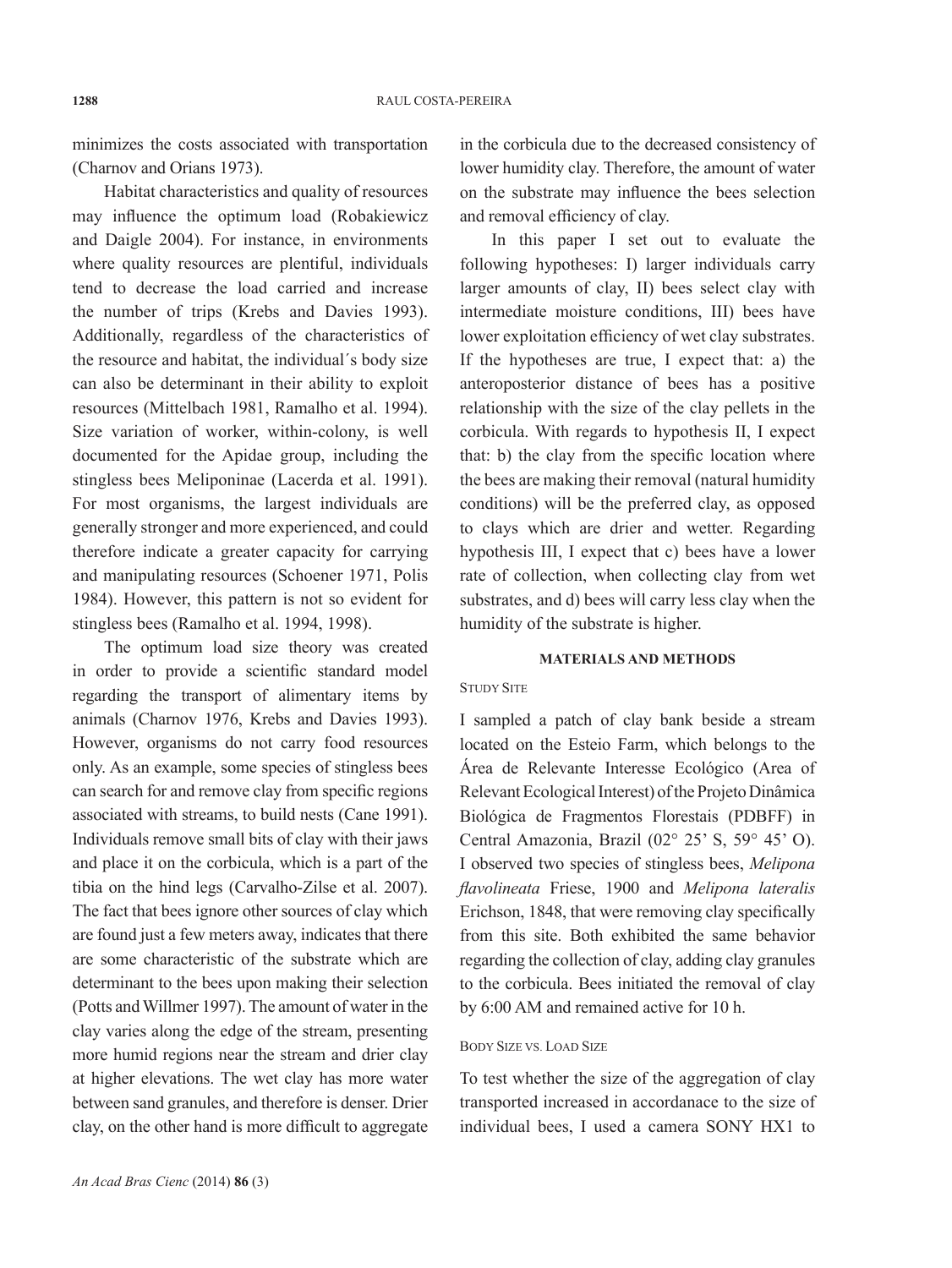minimizes the costs associated with transportation (Charnov and Orians 1973).

Habitat characteristics and quality of resources may influence the optimum load (Robakiewicz and Daigle 2004). For instance, in environments where quality resources are plentiful, individuals tend to decrease the load carried and increase the number of trips (Krebs and Davies 1993). Additionally, regardless of the characteristics of the resource and habitat, the individual´s body size can also be determinant in their ability to exploit resources (Mittelbach 1981, Ramalho et al. 1994). Size variation of worker, within-colony, is well documented for the Apidae group, including the stingless bees Meliponinae (Lacerda et al. 1991). For most organisms, the largest individuals are generally stronger and more experienced, and could therefore indicate a greater capacity for carrying and manipulating resources (Schoener 1971, Polis 1984). However, this pattern is not so evident for stingless bees (Ramalho et al. 1994, 1998).

The optimum load size theory was created in order to provide a scientific standard model regarding the transport of alimentary items by animals (Charnov 1976, Krebs and Davies 1993). However, organisms do not carry food resources only. As an example, some species of stingless bees can search for and remove clay from specific regions associated with streams, to build nests (Cane 1991). Individuals remove small bits of clay with their jaws and place it on the corbicula, which is a part of the tibia on the hind legs (Carvalho-Zilse et al. 2007). The fact that bees ignore other sources of clay which are found just a few meters away, indicates that there are some characteristic of the substrate which are determinant to the bees upon making their selection (Potts and Willmer 1997). The amount of water in the clay varies along the edge of the stream, presenting more humid regions near the stream and drier clay at higher elevations. The wet clay has more water between sand granules, and therefore is denser. Drier clay, on the other hand is more difficult to aggregate in the corbicula due to the decreased consistency of lower humidity clay. Therefore, the amount of water on the substrate may influence the bees selection and removal efficiency of clay.

In this paper I set out to evaluate the following hypotheses: I) larger individuals carry larger amounts of clay, II) bees select clay with intermediate moisture conditions, III) bees have lower exploitation efficiency of wet clay substrates. If the hypotheses are true, I expect that: a) the anteroposterior distance of bees has a positive relationship with the size of the clay pellets in the corbicula. With regards to hypothesis II, I expect that: b) the clay from the specific location where the bees are making their removal (natural humidity conditions) will be the preferred clay, as opposed to clays which are drier and wetter. Regarding hypothesis III, I expect that c) bees have a lower rate of collection, when collecting clay from wet substrates, and d) bees will carry less clay when the humidity of the substrate is higher.

## MATERIALS AND METHODS

### STUDY SITE

I sampled a patch of clay bank beside a stream located on the Esteio Farm, which belongs to the Área de Relevante Interesse Ecológico (Area of Relevant Ecological Interest) of the Projeto Dinâmica Biológica de Fragmentos Florestais (PDBFF) in Central Amazonia, Brazil (02° 25' S, 59° 45' O). I observed two species of stingless bees, *Melipona flavolineata* Friese, 1900 and *Melipona lateralis* Erichson, 1848, that were removing clay specifically from this site. Both exhibited the same behavior regarding the collection of clay, adding clay granules to the corbicula. Bees initiated the removal of clay by 6:00 AM and remained active for 10 h.

### BODY SIZE VS. LOAD SIZE

To test whether the size of the aggregation of clay transported increased in accordanace to the size of individual bees, I used a camera SONY HX1 to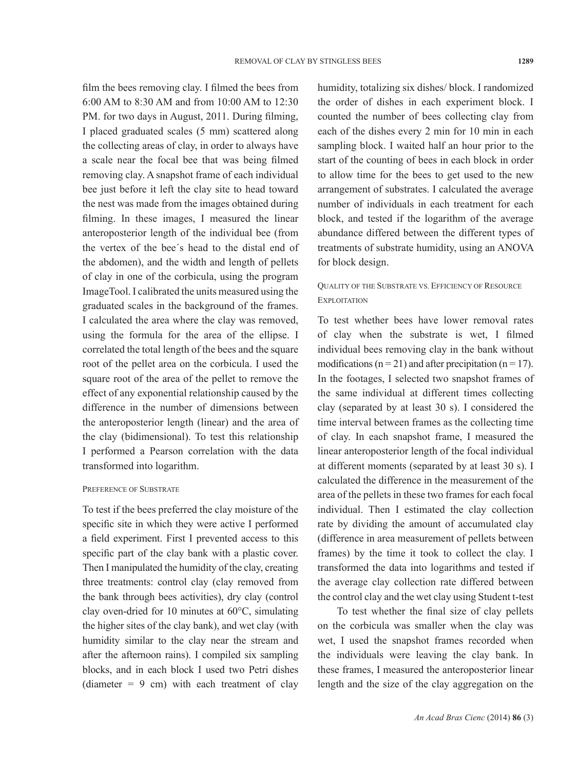film the bees removing clay. I filmed the bees from 6:00 AM to 8:30 AM and from 10:00 AM to 12:30 PM. for two days in August, 2011. During filming, I placed graduated scales (5 mm) scattered along the collecting areas of clay, in order to always have a scale near the focal bee that was being filmed removing clay. A snapshot frame of each individual bee just before it left the clay site to head toward the nest was made from the images obtained during filming. In these images, I measured the linear anteroposterior length of the individual bee (from the vertex of the bee´s head to the distal end of the abdomen), and the width and length of pellets of clay in one of the corbicula, using the program ImageTool. I calibrated the units measured using the graduated scales in the background of the frames. I calculated the area where the clay was removed, using the formula for the area of the ellipse. I correlated the total length of the bees and the square root of the pellet area on the corbicula. I used the square root of the area of the pellet to remove the effect of any exponential relationship caused by the difference in the number of dimensions between the anteroposterior length (linear) and the area of the clay (bidimensional). To test this relationship I performed a Pearson correlation with the data transformed into logarithm.

### Preference of Substrate

To test if the bees preferred the clay moisture of the specific site in which they were active I performed a field experiment. First I prevented access to this specific part of the clay bank with a plastic cover. Then I manipulated the humidity of the clay, creating three treatments: control clay (clay removed from the bank through bees activities), dry clay (control clay oven-dried for 10 minutes at 60°C, simulating the higher sites of the clay bank), and wet clay (with humidity similar to the clay near the stream and after the afternoon rains). I compiled six sampling blocks, and in each block I used two Petri dishes (diameter = 9 cm) with each treatment of clay humidity, totalizing six dishes/ block. I randomized the order of dishes in each experiment block. I counted the number of bees collecting clay from each of the dishes every 2 min for 10 min in each sampling block. I waited half an hour prior to the start of the counting of bees in each block in order to allow time for the bees to get used to the new arrangement of substrates. I calculated the average number of individuals in each treatment for each block, and tested if the logarithm of the average abundance differed between the different types of treatments of substrate humidity, using an ANOVA for block design.

### Quality of the Substrate vs. Efficiency of Resource Exploitation

To test whether bees have lower removal rates of clay when the substrate is wet, I filmed individual bees removing clay in the bank without modifications ($n = 21$) and after precipitation ($n = 17$). In the footages, I selected two snapshot frames of the same individual at different times collecting clay (separated by at least 30 s). I considered the time interval between frames as the collecting time of clay. In each snapshot frame, I measured the linear anteroposterior length of the focal individual at different moments (separated by at least 30 s). I calculated the difference in the measurement of the area of the pellets in these two frames for each focal individual. Then I estimated the clay collection rate by dividing the amount of accumulated clay (difference in area measurement of pellets between frames) by the time it took to collect the clay. I transformed the data into logarithms and tested if the average clay collection rate differed between the control clay and the wet clay using Student t-test

To test whether the final size of clay pellets on the corbicula was smaller when the clay was wet, I used the snapshot frames recorded when the individuals were leaving the clay bank. In these frames, I measured the anteroposterior linear length and the size of the clay aggregation on the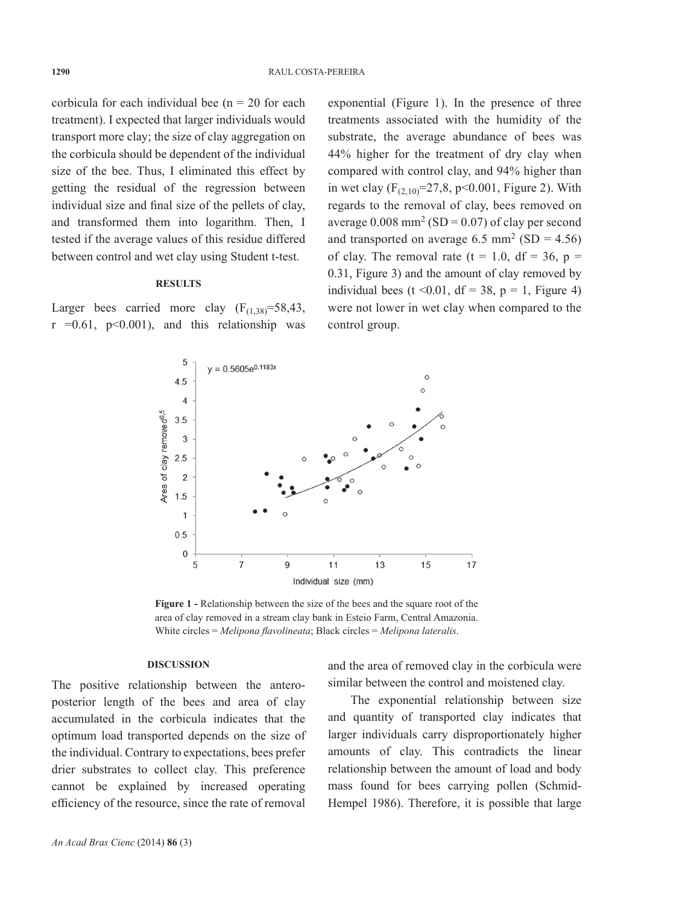corbicula for each individual bee (n = 20 for each treatment). I expected that larger individuals would transport more clay; the size of clay aggregation on the corbicula should be dependent of the individual size of the bee. Thus, I eliminated this effect by getting the residual of the regression between individual size and final size of the pellets of clay, and transformed them into logarithm. Then, I tested if the average values of this residue differed between control and wet clay using Student t-test.

## RESULTS

Larger bees carried more clay ($F_{(1,38)}$=58,43, r =0.61, p<0.001), and this relationship was exponential (Figure 1). In the presence of three treatments associated with the humidity of the substrate, the average abundance of bees was 44% higher for the treatment of dry clay when compared with control clay, and 94% higher than in wet clay ($F_{(2,10)}$=27,8, p<0.001, Figure 2). With regards to the removal of clay, bees removed on average 0.008 $mm^2$ (SD = 0.07) of clay per second and transported on average 6.5 $mm^2$ (SD = 4.56) of clay. The removal rate (t = 1.0, df = 36, p = 0.31, Figure 3) and the amount of clay removed by individual bees (t <0.01, df = 38, p = 1, Figure 4) were not lower in wet clay when compared to the control group.

**Figure 1 -** Relationship between the size of the bees and the square root of the area of clay removed in a stream clay bank in Esteio Farm, Central Amazonia. White circles = *Melipona flavolineata*; Black circles = *Melipona lateralis*.

## DISCUSSION

The positive relationship between the antero-posterior length of the bees and area of clay accumulated in the corbicula indicates that the optimum load transported depends on the size of the individual. Contrary to expectations, bees prefer drier substrates to collect clay. This preference cannot be explained by increased operating efficiency of the resource, since the rate of removal and the area of removed clay in the corbicula were similar between the control and moistened clay.

The exponential relationship between size and quantity of transported clay indicates that larger individuals carry disproportionately higher amounts of clay. This contradicts the linear relationship between the amount of load and body mass found for bees carrying pollen (Schmid-Hempel 1986). Therefore, it is possible that large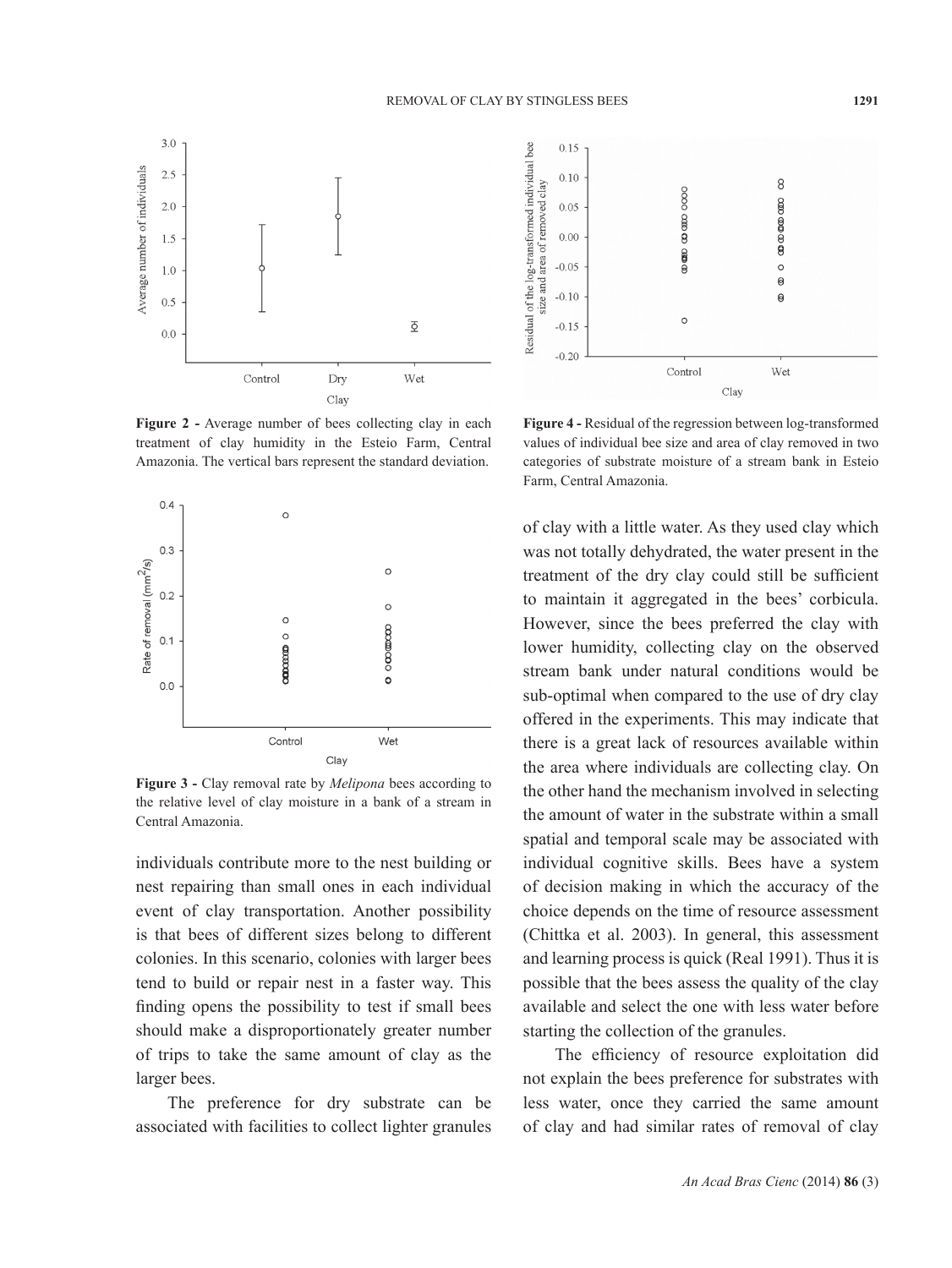Figure 2 - Average number of bees collecting clay in each treatment of clay humidity in the Esteio Farm, Central Amazonia. The vertical bars represent the standard deviation.

Figure 3 - Clay removal rate by *Melipona* bees according to the relative level of clay moisture in a bank of a stream in Central Amazonia.

individuals contribute more to the nest building or nest repairing than small ones in each individual event of clay transportation. Another possibility is that bees of different sizes belong to different colonies. In this scenario, colonies with larger bees tend to build or repair nest in a faster way. This finding opens the possibility to test if small bees should make a disproportionately greater number of trips to take the same amount of clay as the larger bees.

The preference for dry substrate can be associated with facilities to collect lighter granules of clay with a little water. As they used clay which was not totally dehydrated, the water present in the treatment of the dry clay could still be sufficient to maintain it aggregated in the bees' corbicula. However, since the bees preferred the clay with lower humidity, collecting clay on the observed stream bank under natural conditions would be sub-optimal when compared to the use of dry clay offered in the experiments. This may indicate that there is a great lack of resources available within the area where individuals are collecting clay. On the other hand the mechanism involved in selecting the amount of water in the substrate within a small spatial and temporal scale may be associated with individual cognitive skills. Bees have a system of decision making in which the accuracy of the choice depends on the time of resource assessment (Chittka et al. 2003). In general, this assessment and learning process is quick (Real 1991). Thus it is possible that the bees assess the quality of the clay available and select the one with less water before starting the collection of the granules.

Figure 4 - Residual of the regression between log-transformed values of individual bee size and area of clay removed in two categories of substrate moisture of a stream bank in Esteio Farm, Central Amazonia.

The efficiency of resource exploitation did not explain the bees preference for substrates with less water, once they carried the same amount of clay and had similar rates of removal of clay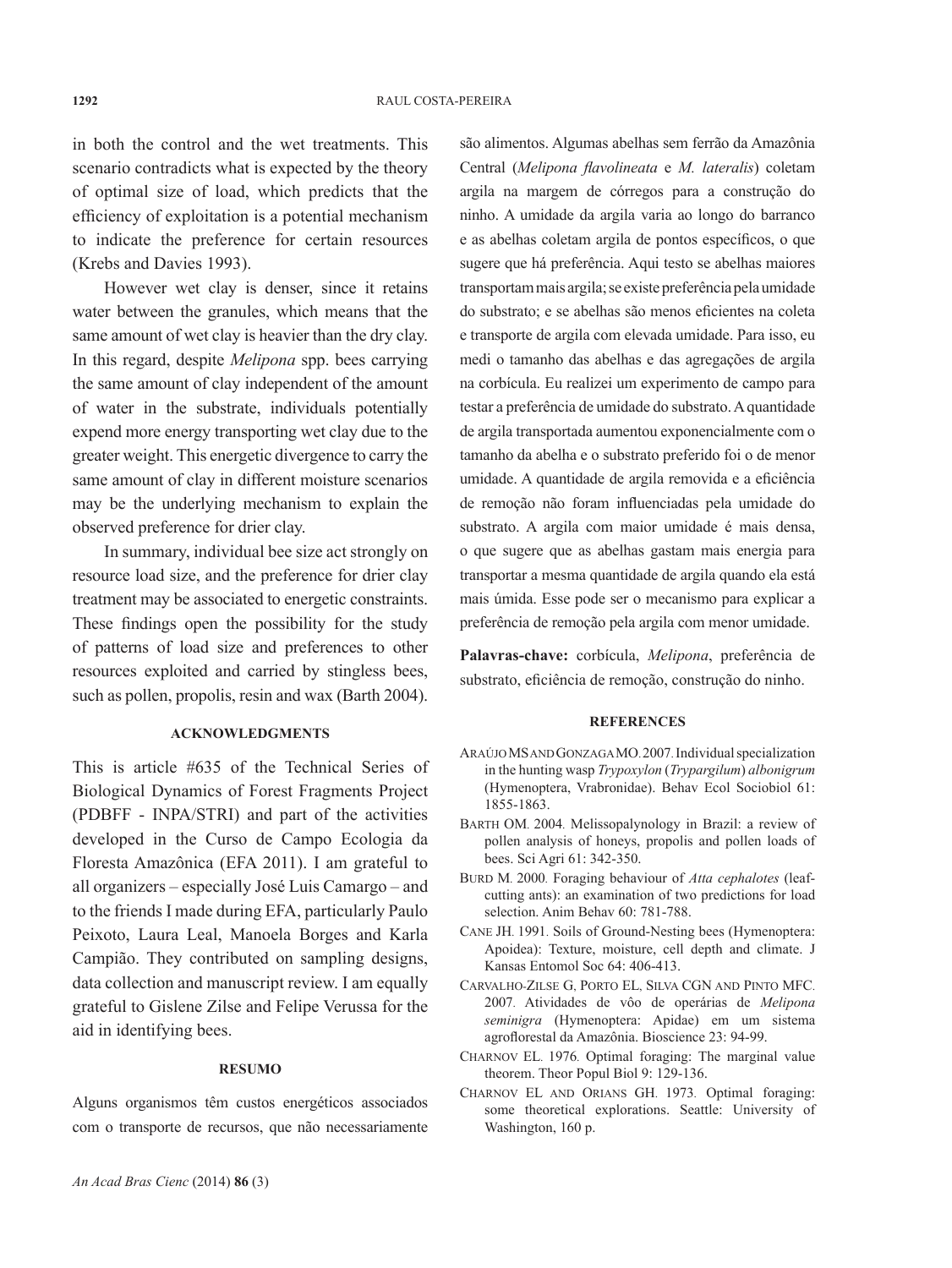in both the control and the wet treatments. This scenario contradicts what is expected by the theory of optimal size of load, which predicts that the efficiency of exploitation is a potential mechanism to indicate the preference for certain resources (Krebs and Davies 1993).

However wet clay is denser, since it retains water between the granules, which means that the same amount of wet clay is heavier than the dry clay. In this regard, despite *Melipona* spp. bees carrying the same amount of clay independent of the amount of water in the substrate, individuals potentially expend more energy transporting wet clay due to the greater weight. This energetic divergence to carry the same amount of clay in different moisture scenarios may be the underlying mechanism to explain the observed preference for drier clay.

In summary, individual bee size act strongly on resource load size, and the preference for drier clay treatment may be associated to energetic constraints. These findings open the possibility for the study of patterns of load size and preferences to other resources exploited and carried by stingless bees, such as pollen, propolis, resin and wax (Barth 2004).

## ACKNOWLEDGMENTS

This is article #635 of the Technical Series of Biological Dynamics of Forest Fragments Project (PDBFF - INPA/STRI) and part of the activities developed in the Curso de Campo Ecologia da Floresta Amazônica (EFA 2011). I am grateful to all organizers – especially José Luis Camargo – and to the friends I made during EFA, particularly Paulo Peixoto, Laura Leal, Manoela Borges and Karla Campião. They contributed on sampling designs, data collection and manuscript review. I am equally grateful to Gislene Zilse and Felipe Verussa for the aid in identifying bees.

## RESUMO

Alguns organismos têm custos energéticos associados com o transporte de recursos, que não necessariamente são alimentos. Algumas abelhas sem ferrão da Amazônia Central (*Melipona flavolineata* e *M. lateralis*) coletam argila na margem de córregos para a construção do ninho. A umidade da argila varia ao longo do barranco e as abelhas coletam argila de pontos específicos, o que sugere que há preferência. Aqui testo se abelhas maiores transportam mais argila; se existe preferência pela umidade do substrato; e se abelhas são menos eficientes na coleta e transporte de argila com elevada umidade. Para isso, eu medi o tamanho das abelhas e das agregações de argila na corbícula. Eu realizei um experimento de campo para testar a preferência de umidade do substrato. A quantidade de argila transportada aumentou exponencialmente com o tamanho da abelha e o substrato preferido foi o de menor umidade. A quantidade de argila removida e a eficiência de remoção não foram influenciadas pela umidade do substrato. A argila com maior umidade é mais densa, o que sugere que as abelhas gastam mais energia para transportar a mesma quantidade de argila quando ela está mais úmida. Esse pode ser o mecanismo para explicar a preferência de remoção pela argila com menor umidade.

**Palavras-chave:** corbícula, *Melipona*, preferência de substrato, eficiência de remoção, construção do ninho.

## REFERENCES

Araújo MS and Gonzaga MO. 2007. Individual specialization in the hunting wasp *Trypoxylon* (*Trypargilum*) *albonigrum* (Hymenoptera, Vrabronidae). Behav Ecol Sociobiol 61: 1855-1863.

Barth OM. 2004. Melissopalynology in Brazil: a review of pollen analysis of honeys, propolis and pollen loads of bees. Sci Agri 61: 342-350.

Burd M. 2000. Foraging behaviour of *Atta cephalotes* (leaf-cutting ants): an examination of two predictions for load selection. Anim Behav 60: 781-788.

Cane JH. 1991. Soils of Ground-Nesting bees (Hymenoptera: Apoidea): Texture, moisture, cell depth and climate. J Kansas Entomol Soc 64: 406-413.

Carvalho-Zilse G, Porto EL, Silva CGN and Pinto MFC. 2007. Atividades de vôo de operárias de *Melipona seminigra* (Hymenoptera: Apidae) em um sistema agroflorestal da Amazônia. Bioscience 23: 94-99.

Charnov EL. 1976. Optimal foraging: The marginal value theorem. Theor Popul Biol 9: 129-136.

Charnov EL and Orians GH. 1973. Optimal foraging: some theoretical explorations. Seattle: University of Washington, 160 p.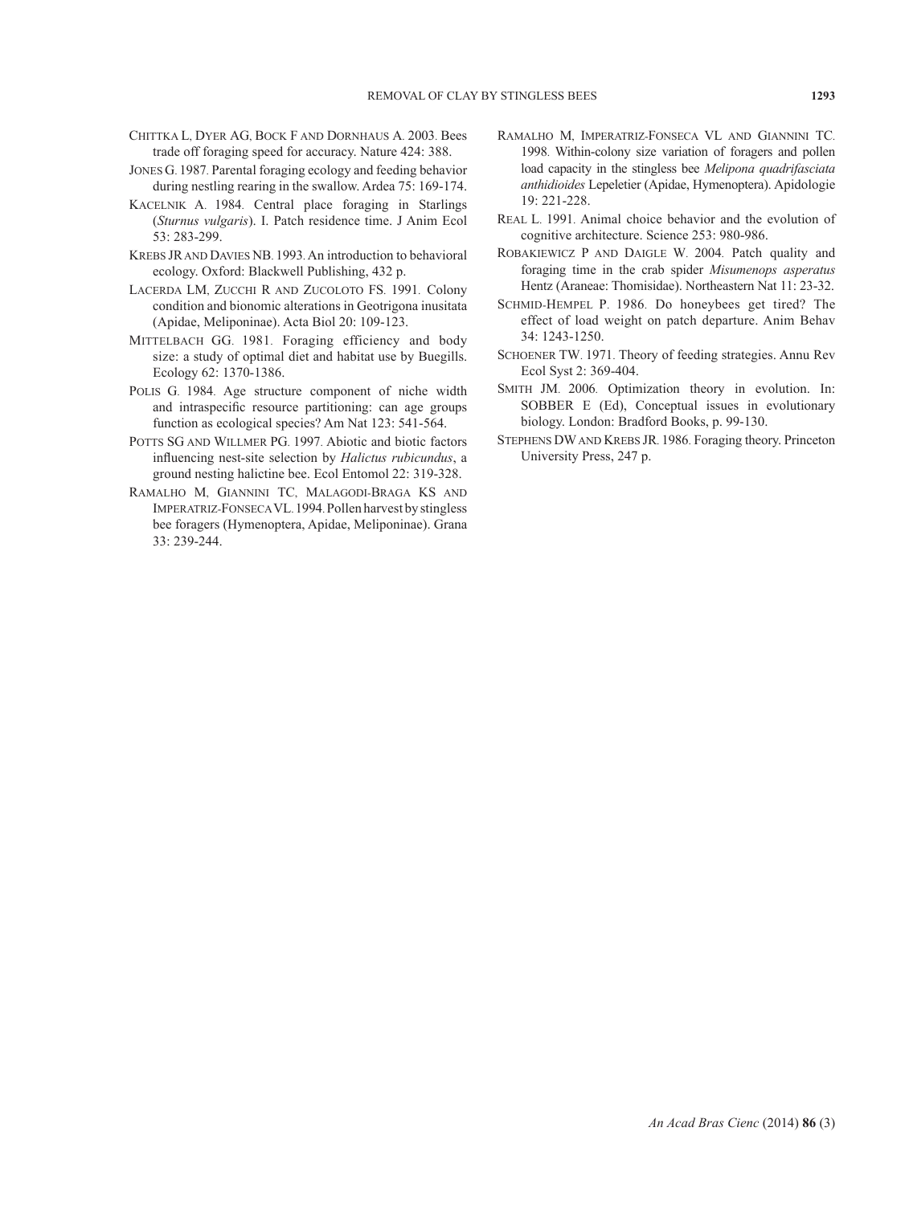Chittka L, Dyer AG, Bock F and Dornhaus A. 2003. Bees trade off foraging speed for accuracy. Nature 424: 388.

Jones G. 1987. Parental foraging ecology and feeding behavior during nestling rearing in the swallow. Ardea 75: 169-174.

Kacelnik A. 1984. Central place foraging in Starlings (*Sturnus vulgaris*). I. Patch residence time. J Anim Ecol 53: 283-299.

Krebs JR and Davies NB. 1993. An introduction to behavioral ecology. Oxford: Blackwell Publishing, 432 p.

Lacerda LM, Zucchi R and Zucoloto FS. 1991. Colony condition and bionomic alterations in Geotrigona inusitata (Apidae, Meliponinae). Acta Biol 20: 109-123.

Mittelbach GG. 1981. Foraging efficiency and body size: a study of optimal diet and habitat use by Buegills. Ecology 62: 1370-1386.

Polis G. 1984. Age structure component of niche width and intraspecific resource partitioning: can age groups function as ecological species? Am Nat 123: 541-564.

Potts SG and Willmer PG. 1997. Abiotic and biotic factors influencing nest-site selection by *Halictus rubicundus*, a ground nesting halictine bee. Ecol Entomol 22: 319-328.

Ramalho M, Giannini TC, Malagodi-Braga KS and Imperatriz-Fonseca VL. 1994. Pollen harvest by stingless bee foragers (Hymenoptera, Apidae, Meliponinae). Grana 33: 239-244.

Ramalho M, Imperatriz-Fonseca VL and Giannini TC. 1998. Within-colony size variation of foragers and pollen load capacity in the stingless bee *Melipona quadrifasciata anthidioides* Lepeletier (Apidae, Hymenoptera). Apidologie 19: 221-228.

Real L. 1991. Animal choice behavior and the evolution of cognitive architecture. Science 253: 980-986.

Robakiewicz P and Daigle W. 2004. Patch quality and foraging time in the crab spider *Misumenops asperatus* Hentz (Araneae: Thomisidae). Northeastern Nat 11: 23-32.

Schmid-Hempel P. 1986. Do honeybees get tired? The effect of load weight on patch departure. Anim Behav 34: 1243-1250.

Schoener TW. 1971. Theory of feeding strategies. Annu Rev Ecol Syst 2: 369-404.

Smith JM. 2006. Optimization theory in evolution. In: SOBBER E (Ed), Conceptual issues in evolutionary biology. London: Bradford Books, p. 99-130.

Stephens DW and Krebs JR. 1986. Foraging theory. Princeton University Press, 247 p.